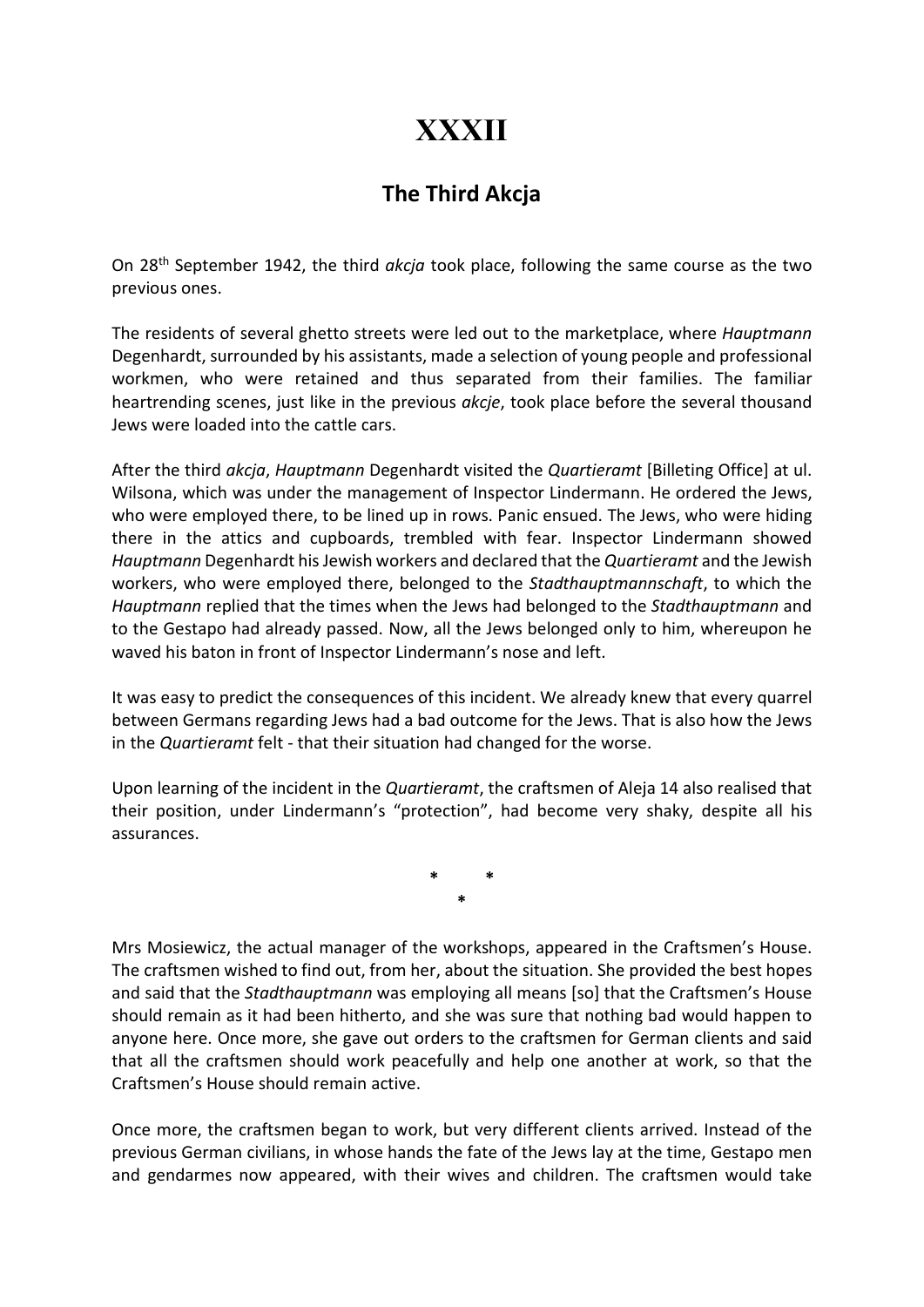# XXXII

## The Third Akcja

On 28th September 1942, the third *akcja* took place, following the same course as the two previous ones.

The residents of several ghetto streets were led out to the marketplace, where *Hauptmann* Degenhardt, surrounded by his assistants, made a selection of young people and professional workmen, who were retained and thus separated from their families. The familiar heartrending scenes, just like in the previous *akcje*, took place before the several thousand Jews were loaded into the cattle cars.

After the third *akcja*, *Hauptmann* Degenhardt visited the *Quartieramt* [Billeting Office] at ul. Wilsona, which was under the management of Inspector Lindermann. He ordered the Jews, who were employed there, to be lined up in rows. Panic ensued. The Jews, who were hiding there in the attics and cupboards, trembled with fear. Inspector Lindermann showed *Hauptmann* Degenhardt his Jewish workers and declared that the *Quartieramt* and the Jewish workers, who were employed there, belonged to the *Stadthauptmannschaft*, to which the *Hauptmann* replied that the times when the Jews had belonged to the *Stadthauptmann* and to the Gestapo had already passed. Now, all the Jews belonged only to him, whereupon he waved his baton in front of Inspector Lindermann's nose and left.

It was easy to predict the consequences of this incident. We already knew that every quarrel between Germans regarding Jews had a bad outcome for the Jews. That is also how the Jews in the *Quartieramt* felt - that their situation had changed for the worse.

Upon learning of the incident in the *Quartieramt*, the craftsmen of Aleja 14 also realised that their position, under Lindermann's "protection", had become very shaky, despite all his assurances.

\* \* \*

Mrs Mosiewicz, the actual manager of the workshops, appeared in the Craftsmen's House. The craftsmen wished to find out, from her, about the situation. She provided the best hopes and said that the *Stadthauptmann* was employing all means [so] that the Craftsmen's House should remain as it had been hitherto, and she was sure that nothing bad would happen to anyone here. Once more, she gave out orders to the craftsmen for German clients and said that all the craftsmen should work peacefully and help one another at work, so that the Craftsmen's House should remain active.

Once more, the craftsmen began to work, but very different clients arrived. Instead of the previous German civilians, in whose hands the fate of the Jews lay at the time, Gestapo men and gendarmes now appeared, with their wives and children. The craftsmen would take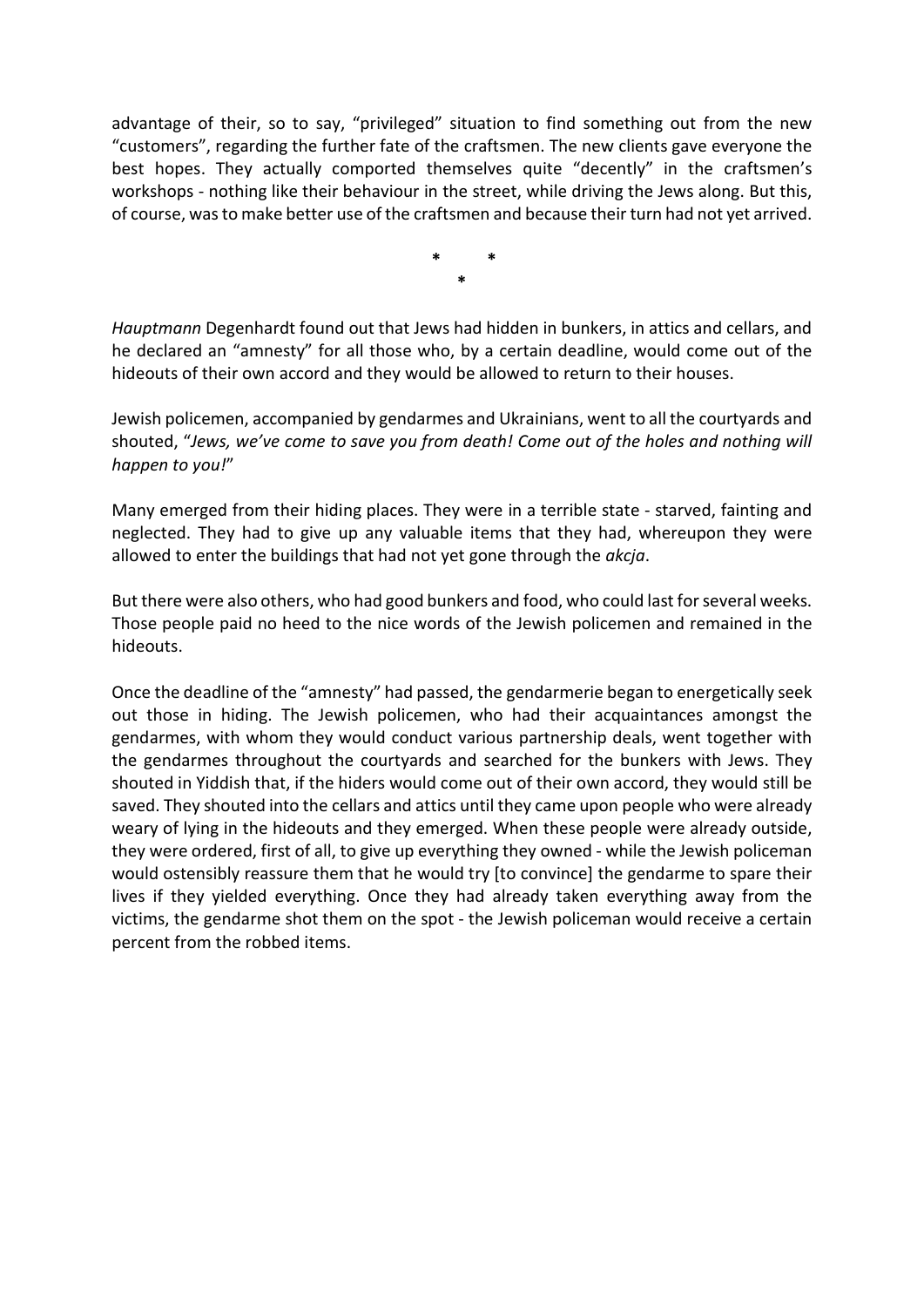advantage of their, so to say, "privileged" situation to find something out from the new "customers", regarding the further fate of the craftsmen. The new clients gave everyone the best hopes. They actually comported themselves quite "decently" in the craftsmen's workshops - nothing like their behaviour in the street, while driving the Jews along. But this, of course, was to make better use of the craftsmen and because their turn had not yet arrived.

\*  \*
\*

*Hauptmann* Degenhardt found out that Jews had hidden in bunkers, in attics and cellars, and he declared an "amnesty" for all those who, by a certain deadline, would come out of the hideouts of their own accord and they would be allowed to return to their houses.

Jewish policemen, accompanied by gendarmes and Ukrainians, went to all the courtyards and shouted, "*Jews, we've come to save you from death! Come out of the holes and nothing will happen to you!*"

Many emerged from their hiding places. They were in a terrible state - starved, fainting and neglected. They had to give up any valuable items that they had, whereupon they were allowed to enter the buildings that had not yet gone through the *akcja*.

But there were also others, who had good bunkers and food, who could last for several weeks. Those people paid no heed to the nice words of the Jewish policemen and remained in the hideouts.

Once the deadline of the "amnesty" had passed, the gendarmerie began to energetically seek out those in hiding. The Jewish policemen, who had their acquaintances amongst the gendarmes, with whom they would conduct various partnership deals, went together with the gendarmes throughout the courtyards and searched for the bunkers with Jews. They shouted in Yiddish that, if the hiders would come out of their own accord, they would still be saved. They shouted into the cellars and attics until they came upon people who were already weary of lying in the hideouts and they emerged. When these people were already outside, they were ordered, first of all, to give up everything they owned - while the Jewish policeman would ostensibly reassure them that he would try [to convince] the gendarme to spare their lives if they yielded everything. Once they had already taken everything away from the victims, the gendarme shot them on the spot - the Jewish policeman would receive a certain percent from the robbed items.